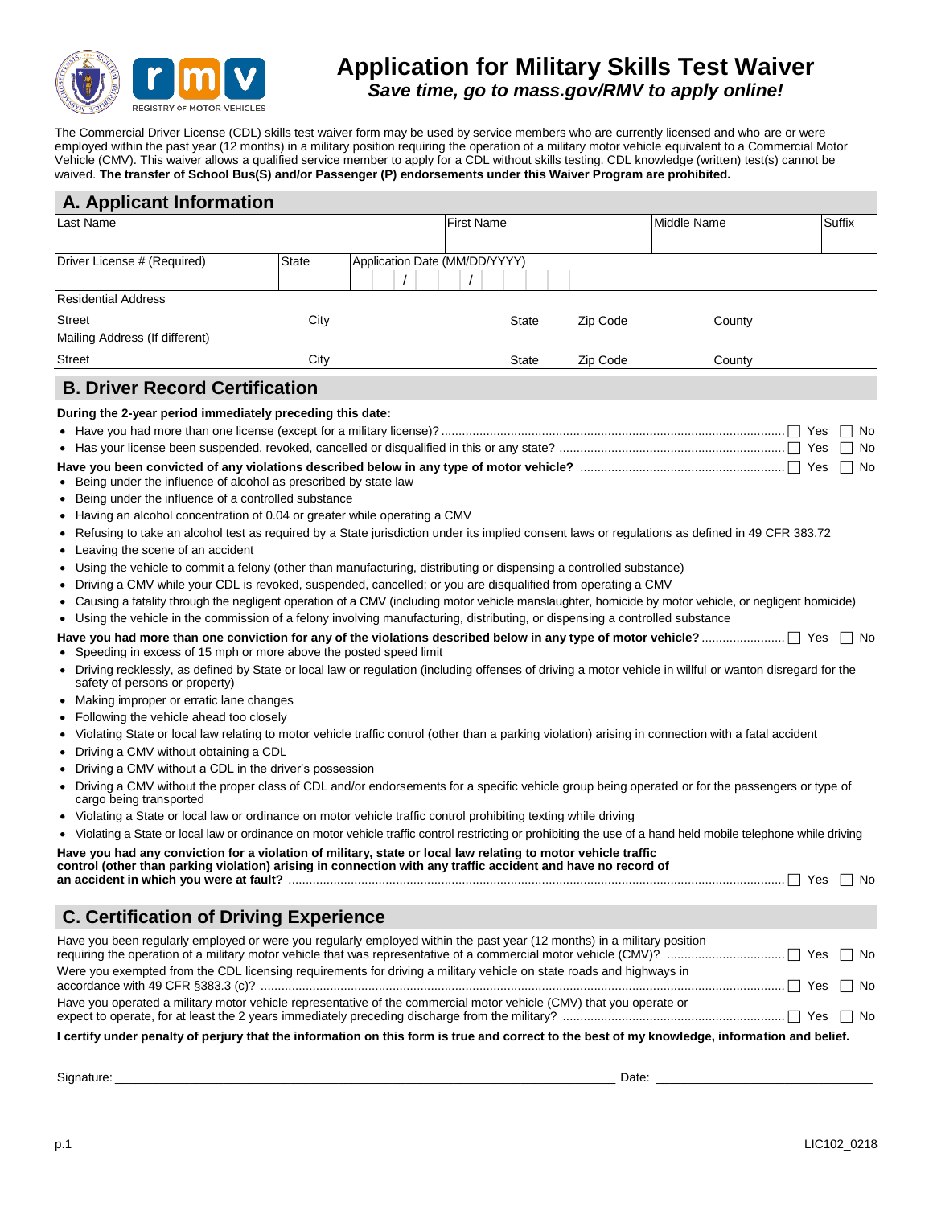# Application for Military Skills Test Waiver

***Save time, go to mass.gov/RMV to apply online!***

The Commercial Driver License (CDL) skills test waiver form may be used by service members who are currently licensed and who are or were employed within the past year (12 months) in a military position requiring the operation of a military motor vehicle equivalent to a Commercial Motor Vehicle (CMV). This waiver allows a qualified service member to apply for a CDL without skills testing. CDL knowledge (written) test(s) cannot be waived. **The transfer of School Bus(S) and/or Passenger (P) endorsements under this Waiver Program are prohibited.**

## A. Applicant Information

| Last Name | | First Name | Middle Name | Suffix |
|---|---|---|---|---|
| | | | | |

| Driver License # (Required) | State | Application Date (MM/DD/YYYY) |
|---|---|---|
| | | / / |

Residential Address

| Street | City | State | Zip Code | County |
|---|---|---|---|---|
| | | | | |

Mailing Address (If different)

| Street | City | State | Zip Code | County |
|---|---|---|---|---|
| | | | | |

## B. Driver Record Certification

**During the 2-year period immediately preceding this date:**

- Have you had more than one license (except for a military license)? ☐ Yes ☐ No
- Has your license been suspended, revoked, cancelled or disqualified in this or any state? ☐ Yes ☐ No

**Have you been convicted of any violations described below in any type of motor vehicle?** ☐ Yes ☐ No

- Being under the influence of alcohol as prescribed by state law
- Being under the influence of a controlled substance
- Having an alcohol concentration of 0.04 or greater while operating a CMV
- Refusing to take an alcohol test as required by a State jurisdiction under its implied consent laws or regulations as defined in 49 CFR 383.72
- Leaving the scene of an accident
- Using the vehicle to commit a felony (other than manufacturing, distributing or dispensing a controlled substance)
- Driving a CMV while your CDL is revoked, suspended, cancelled; or you are disqualified from operating a CMV
- Causing a fatality through the negligent operation of a CMV (including motor vehicle manslaughter, homicide by motor vehicle, or negligent homicide)
- Using the vehicle in the commission of a felony involving manufacturing, distributing, or dispensing a controlled substance

**Have you had more than one conviction for any of the violations described below in any type of motor vehicle?** ☐ Yes ☐ No

- Speeding in excess of 15 mph or more above the posted speed limit
- Driving recklessly, as defined by State or local law or regulation (including offenses of driving a motor vehicle in willful or wanton disregard for the safety of persons or property)
- Making improper or erratic lane changes
- Following the vehicle ahead too closely
- Violating State or local law relating to motor vehicle traffic control (other than a parking violation) arising in connection with a fatal accident
- Driving a CMV without obtaining a CDL
- Driving a CMV without a CDL in the driver's possession
- Driving a CMV without the proper class of CDL and/or endorsements for a specific vehicle group being operated or for the passengers or type of cargo being transported
- Violating a State or local law or ordinance on motor vehicle traffic control prohibiting texting while driving
- Violating a State or local law or ordinance on motor vehicle traffic control restricting or prohibiting the use of a hand held mobile telephone while driving

**Have you had any conviction for a violation of military, state or local law relating to motor vehicle traffic control (other than parking violation) arising in connection with any traffic accident and have no record of an accident in which you were at fault?** ☐ Yes ☐ No

## C. Certification of Driving Experience

Have you been regularly employed or were you regularly employed within the past year (12 months) in a military position requiring the operation of a military motor vehicle that was representative of a commercial motor vehicle (CMV)? ☐ Yes ☐ No

Were you exempted from the CDL licensing requirements for driving a military vehicle on state roads and highways in accordance with 49 CFR §383.3 (c)? ☐ Yes ☐ No

Have you operated a military motor vehicle representative of the commercial motor vehicle (CMV) that you operate or expect to operate, for at least the 2 years immediately preceding discharge from the military? ☐ Yes ☐ No

**I certify under penalty of perjury that the information on this form is true and correct to the best of my knowledge, information and belief.**

Signature: ______________________________ Date: ____________________

LIC102_0218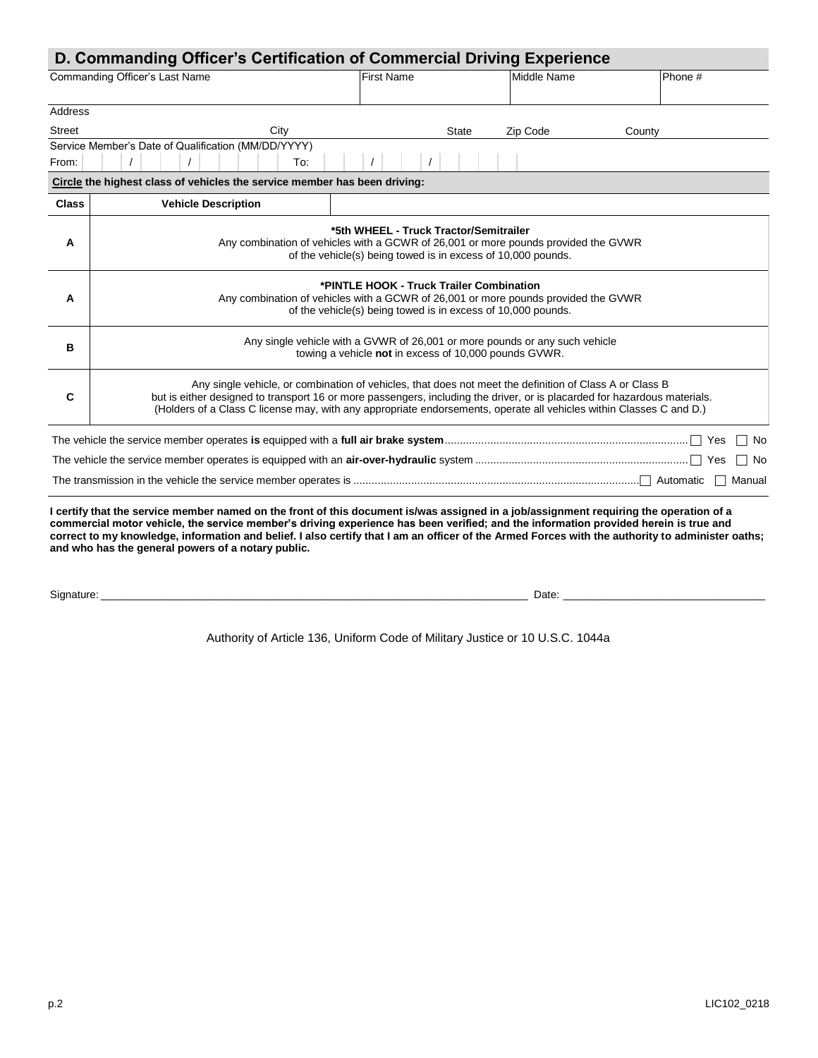## D. Commanding Officer's Certification of Commercial Driving Experience

| Commanding Officer's Last Name | First Name | Middle Name | Phone # |
|---|---|---|---|
| | | | |

Address

| Street | City | State | Zip Code | County |
|---|---|---|---|---|
| | | | | |

Service Member's Date of Qualification (MM/DD/YYYY)

From: / / To: / /

**Circle the highest class of vehicles the service member has been driving:**

| Class | Vehicle Description |
|---|---|
| A | **\*5th WHEEL - Truck Tractor/Semitrailer** Any combination of vehicles with a GCWR of 26,001 or more pounds provided the GVWR of the vehicle(s) being towed is in excess of 10,000 pounds. |
| A | **\*PINTLE HOOK - Truck Trailer Combination** Any combination of vehicles with a GCWR of 26,001 or more pounds provided the GVWR of the vehicle(s) being towed is in excess of 10,000 pounds. |
| B | Any single vehicle with a GVWR of 26,001 or more pounds or any such vehicle towing a vehicle **not** in excess of 10,000 pounds GVWR. |
| C | Any single vehicle, or combination of vehicles, that does not meet the definition of Class A or Class B but is either designed to transport 16 or more passengers, including the driver, or is placarded for hazardous materials. (Holders of a Class C license may, with any appropriate endorsements, operate all vehicles within Classes C and D.) |

The vehicle the service member operates **is** equipped with a **full air brake system** ☐ Yes ☐ No

The vehicle the service member operates is equipped with an **air-over-hydraulic** system ☐ Yes ☐ No

The transmission in the vehicle the service member operates is ☐ Automatic ☐ Manual

**I certify that the service member named on the front of this document is/was assigned in a job/assignment requiring the operation of a commercial motor vehicle, the service member's driving experience has been verified; and the information provided herein is true and correct to my knowledge, information and belief. I also certify that I am an officer of the Armed Forces with the authority to administer oaths; and who has the general powers of a notary public.**

Signature: ______________________________ Date: ______________________

Authority of Article 136, Uniform Code of Military Justice or 10 U.S.C. 1044a

LIC102_0218